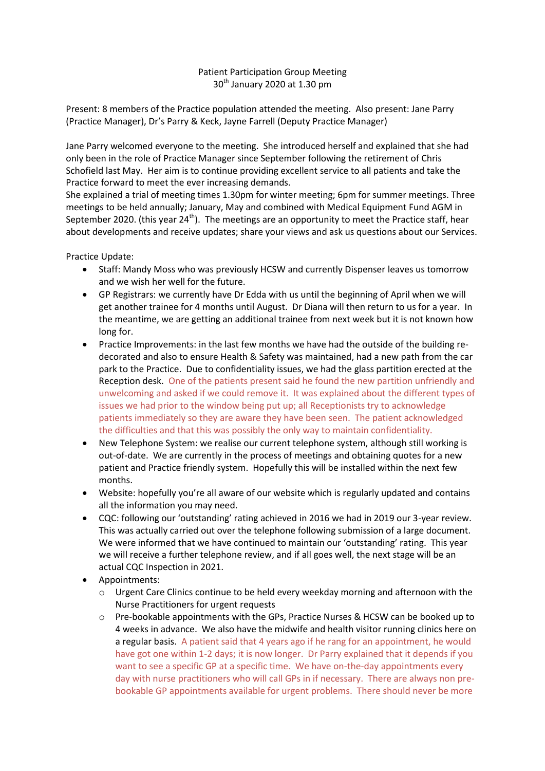Patient Participation Group Meeting
30th January 2020 at 1.30 pm

Present: 8 members of the Practice population attended the meeting. Also present: Jane Parry (Practice Manager), Dr's Parry & Keck, Jayne Farrell (Deputy Practice Manager)

Jane Parry welcomed everyone to the meeting. She introduced herself and explained that she had only been in the role of Practice Manager since September following the retirement of Chris Schofield last May. Her aim is to continue providing excellent service to all patients and take the Practice forward to meet the ever increasing demands.
She explained a trial of meeting times 1.30pm for winter meeting; 6pm for summer meetings. Three meetings to be held annually; January, May and combined with Medical Equipment Fund AGM in September 2020. (this year 24th). The meetings are an opportunity to meet the Practice staff, hear about developments and receive updates; share your views and ask us questions about our Services.

Practice Update:

- Staff: Mandy Moss who was previously HCSW and currently Dispenser leaves us tomorrow and we wish her well for the future.
- GP Registrars: we currently have Dr Edda with us until the beginning of April when we will get another trainee for 4 months until August. Dr Diana will then return to us for a year. In the meantime, we are getting an additional trainee from next week but it is not known how long for.
- Practice Improvements: in the last few months we have had the outside of the building re-decorated and also to ensure Health & Safety was maintained, had a new path from the car park to the Practice. Due to confidentiality issues, we had the glass partition erected at the Reception desk. One of the patients present said he found the new partition unfriendly and unwelcoming and asked if we could remove it. It was explained about the different types of issues we had prior to the window being put up; all Receptionists try to acknowledge patients immediately so they are aware they have been seen. The patient acknowledged the difficulties and that this was possibly the only way to maintain confidentiality.
- New Telephone System: we realise our current telephone system, although still working is out-of-date. We are currently in the process of meetings and obtaining quotes for a new patient and Practice friendly system. Hopefully this will be installed within the next few months.
- Website: hopefully you're all aware of our website which is regularly updated and contains all the information you may need.
- CQC: following our 'outstanding' rating achieved in 2016 we had in 2019 our 3-year review. This was actually carried out over the telephone following submission of a large document. We were informed that we have continued to maintain our 'outstanding' rating. This year we will receive a further telephone review, and if all goes well, the next stage will be an actual CQC Inspection in 2021.
- Appointments:
  - Urgent Care Clinics continue to be held every weekday morning and afternoon with the Nurse Practitioners for urgent requests
  - Pre-bookable appointments with the GPs, Practice Nurses & HCSW can be booked up to 4 weeks in advance. We also have the midwife and health visitor running clinics here on a regular basis. A patient said that 4 years ago if he rang for an appointment, he would have got one within 1-2 days; it is now longer. Dr Parry explained that it depends if you want to see a specific GP at a specific time. We have on-the-day appointments every day with nurse practitioners who will call GPs in if necessary. There are always non pre-bookable GP appointments available for urgent problems. There should never be more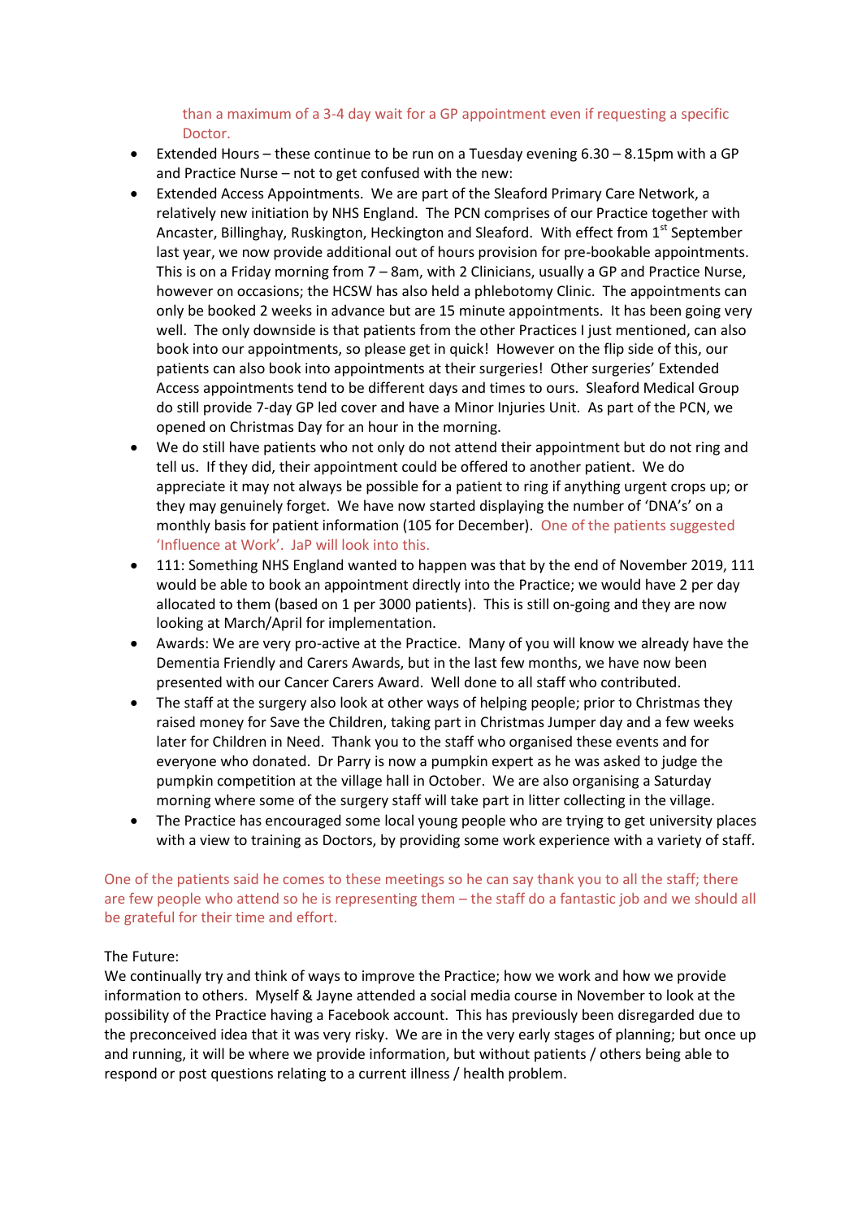than a maximum of a 3-4 day wait for a GP appointment even if requesting a specific Doctor.

- Extended Hours – these continue to be run on a Tuesday evening 6.30 – 8.15pm with a GP and Practice Nurse – not to get confused with the new:
- Extended Access Appointments. We are part of the Sleaford Primary Care Network, a relatively new initiation by NHS England. The PCN comprises of our Practice together with Ancaster, Billinghay, Ruskington, Heckington and Sleaford. With effect from 1st September last year, we now provide additional out of hours provision for pre-bookable appointments. This is on a Friday morning from 7 – 8am, with 2 Clinicians, usually a GP and Practice Nurse, however on occasions; the HCSW has also held a phlebotomy Clinic. The appointments can only be booked 2 weeks in advance but are 15 minute appointments. It has been going very well. The only downside is that patients from the other Practices I just mentioned, can also book into our appointments, so please get in quick! However on the flip side of this, our patients can also book into appointments at their surgeries! Other surgeries' Extended Access appointments tend to be different days and times to ours. Sleaford Medical Group do still provide 7-day GP led cover and have a Minor Injuries Unit. As part of the PCN, we opened on Christmas Day for an hour in the morning.
- We do still have patients who not only do not attend their appointment but do not ring and tell us. If they did, their appointment could be offered to another patient. We do appreciate it may not always be possible for a patient to ring if anything urgent crops up; or they may genuinely forget. We have now started displaying the number of 'DNA's' on a monthly basis for patient information (105 for December). One of the patients suggested 'Influence at Work'. JaP will look into this.
- 111: Something NHS England wanted to happen was that by the end of November 2019, 111 would be able to book an appointment directly into the Practice; we would have 2 per day allocated to them (based on 1 per 3000 patients). This is still on-going and they are now looking at March/April for implementation.
- Awards: We are very pro-active at the Practice. Many of you will know we already have the Dementia Friendly and Carers Awards, but in the last few months, we have now been presented with our Cancer Carers Award. Well done to all staff who contributed.
- The staff at the surgery also look at other ways of helping people; prior to Christmas they raised money for Save the Children, taking part in Christmas Jumper day and a few weeks later for Children in Need. Thank you to the staff who organised these events and for everyone who donated. Dr Parry is now a pumpkin expert as he was asked to judge the pumpkin competition at the village hall in October. We are also organising a Saturday morning where some of the surgery staff will take part in litter collecting in the village.
- The Practice has encouraged some local young people who are trying to get university places with a view to training as Doctors, by providing some work experience with a variety of staff.

One of the patients said he comes to these meetings so he can say thank you to all the staff; there are few people who attend so he is representing them – the staff do a fantastic job and we should all be grateful for their time and effort.

The Future:
We continually try and think of ways to improve the Practice; how we work and how we provide information to others. Myself & Jayne attended a social media course in November to look at the possibility of the Practice having a Facebook account. This has previously been disregarded due to the preconceived idea that it was very risky. We are in the very early stages of planning; but once up and running, it will be where we provide information, but without patients / others being able to respond or post questions relating to a current illness / health problem.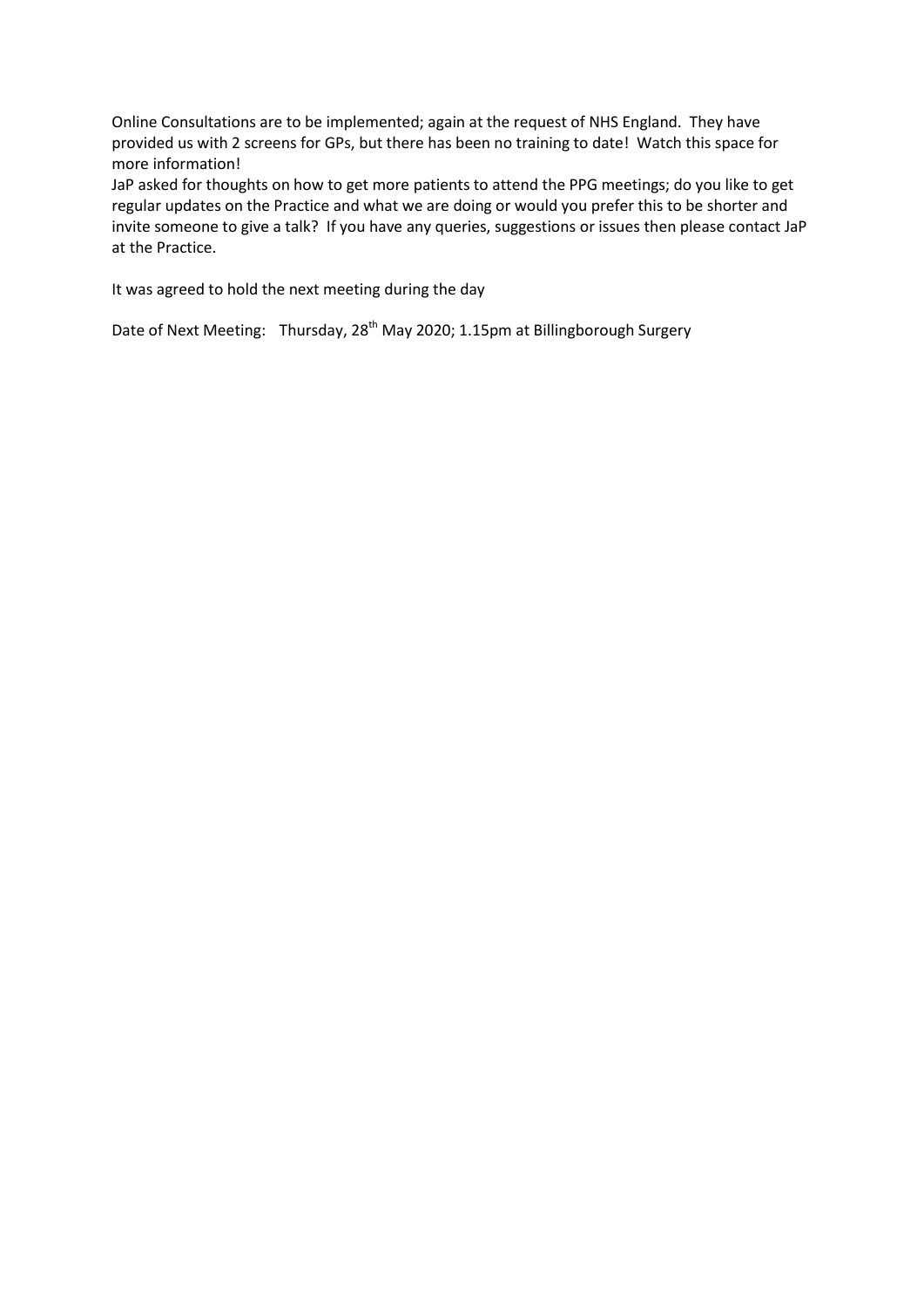Online Consultations are to be implemented; again at the request of NHS England. They have provided us with 2 screens for GPs, but there has been no training to date! Watch this space for more information!

JaP asked for thoughts on how to get more patients to attend the PPG meetings; do you like to get regular updates on the Practice and what we are doing or would you prefer this to be shorter and invite someone to give a talk? If you have any queries, suggestions or issues then please contact JaP at the Practice.

It was agreed to hold the next meeting during the day

Date of Next Meeting: Thursday, 28th May 2020; 1.15pm at Billingborough Surgery